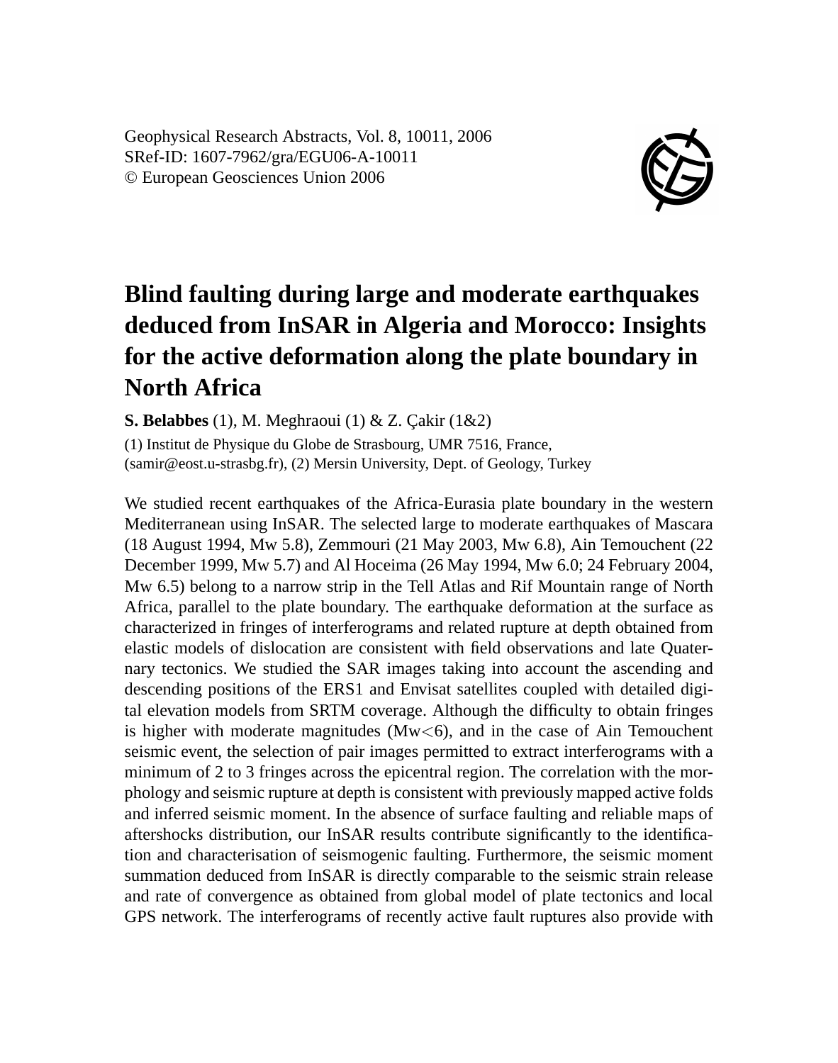Geophysical Research Abstracts, Vol. 8, 10011, 2006
SRef-ID: 1607-7962/gra/EGU06-A-10011
© European Geosciences Union 2006

# Blind faulting during large and moderate earthquakes deduced from InSAR in Algeria and Morocco: Insights for the active deformation along the plate boundary in North Africa

**S. Belabbes** (1), M. Meghraoui (1) & Z. Çakir (1&2)

(1) Institut de Physique du Globe de Strasbourg, UMR 7516, France, (samir@eost.u-strasbg.fr), (2) Mersin University, Dept. of Geology, Turkey

We studied recent earthquakes of the Africa-Eurasia plate boundary in the western Mediterranean using InSAR. The selected large to moderate earthquakes of Mascara (18 August 1994, Mw 5.8), Zemmouri (21 May 2003, Mw 6.8), Ain Temouchent (22 December 1999, Mw 5.7) and Al Hoceima (26 May 1994, Mw 6.0; 24 February 2004, Mw 6.5) belong to a narrow strip in the Tell Atlas and Rif Mountain range of North Africa, parallel to the plate boundary. The earthquake deformation at the surface as characterized in fringes of interferograms and related rupture at depth obtained from elastic models of dislocation are consistent with field observations and late Quaternary tectonics. We studied the SAR images taking into account the ascending and descending positions of the ERS1 and Envisat satellites coupled with detailed digital elevation models from SRTM coverage. Although the difficulty to obtain fringes is higher with moderate magnitudes (Mw$<$6), and in the case of Ain Temouchent seismic event, the selection of pair images permitted to extract interferograms with a minimum of 2 to 3 fringes across the epicentral region. The correlation with the morphology and seismic rupture at depth is consistent with previously mapped active folds and inferred seismic moment. In the absence of surface faulting and reliable maps of aftershocks distribution, our InSAR results contribute significantly to the identification and characterisation of seismogenic faulting. Furthermore, the seismic moment summation deduced from InSAR is directly comparable to the seismic strain release and rate of convergence as obtained from global model of plate tectonics and local GPS network. The interferograms of recently active fault ruptures also provide with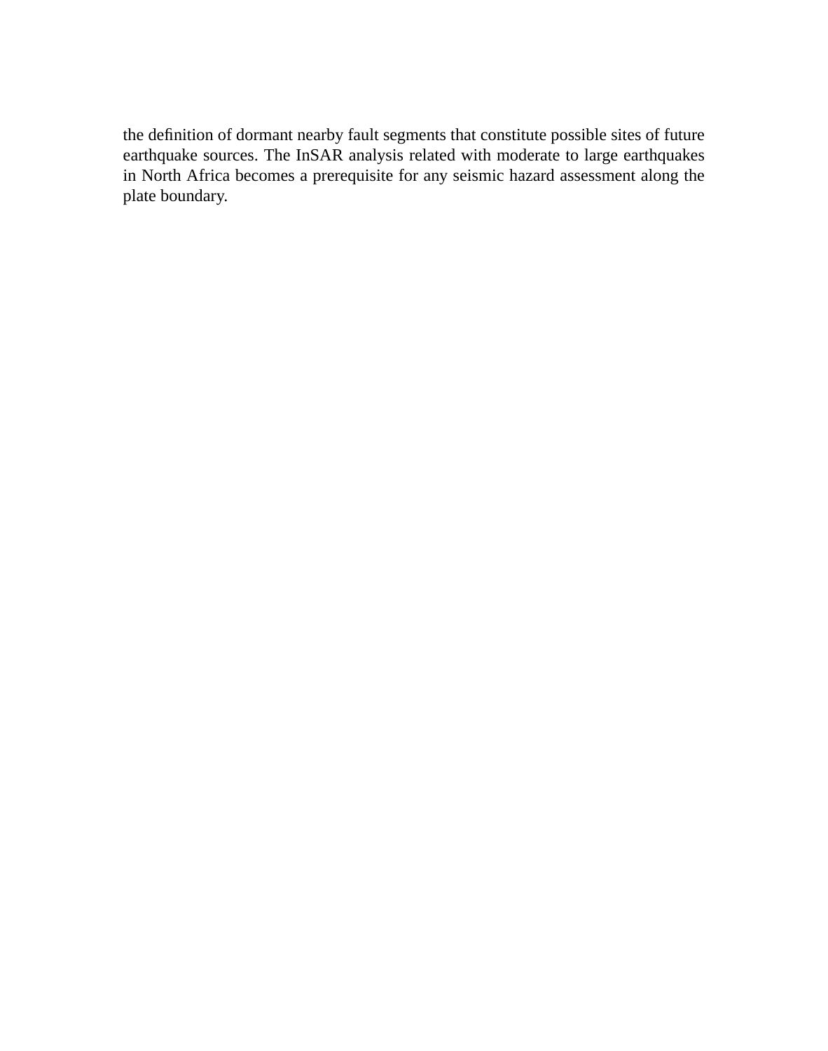the definition of dormant nearby fault segments that constitute possible sites of future earthquake sources. The InSAR analysis related with moderate to large earthquakes in North Africa becomes a prerequisite for any seismic hazard assessment along the plate boundary.